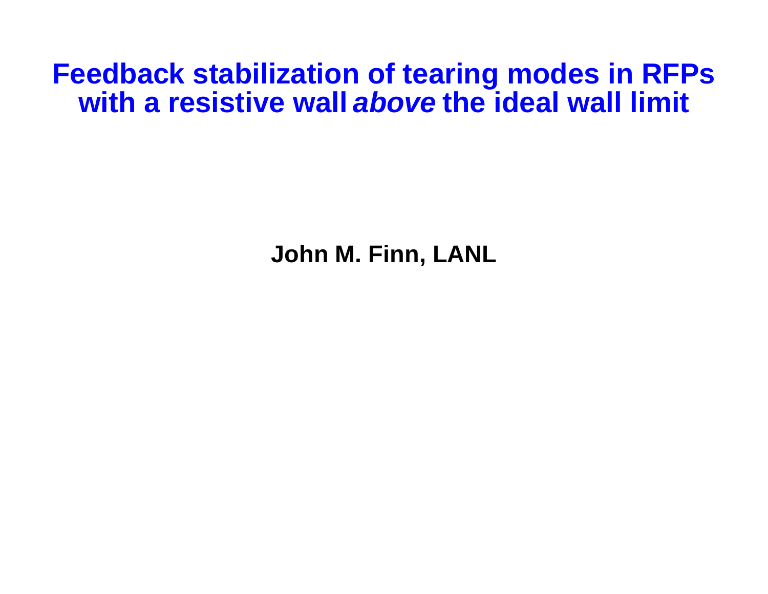# Feedback stabilization of tearing modes in RFPs with a resistive wall *above* the ideal wall limit

**John M. Finn, LANL**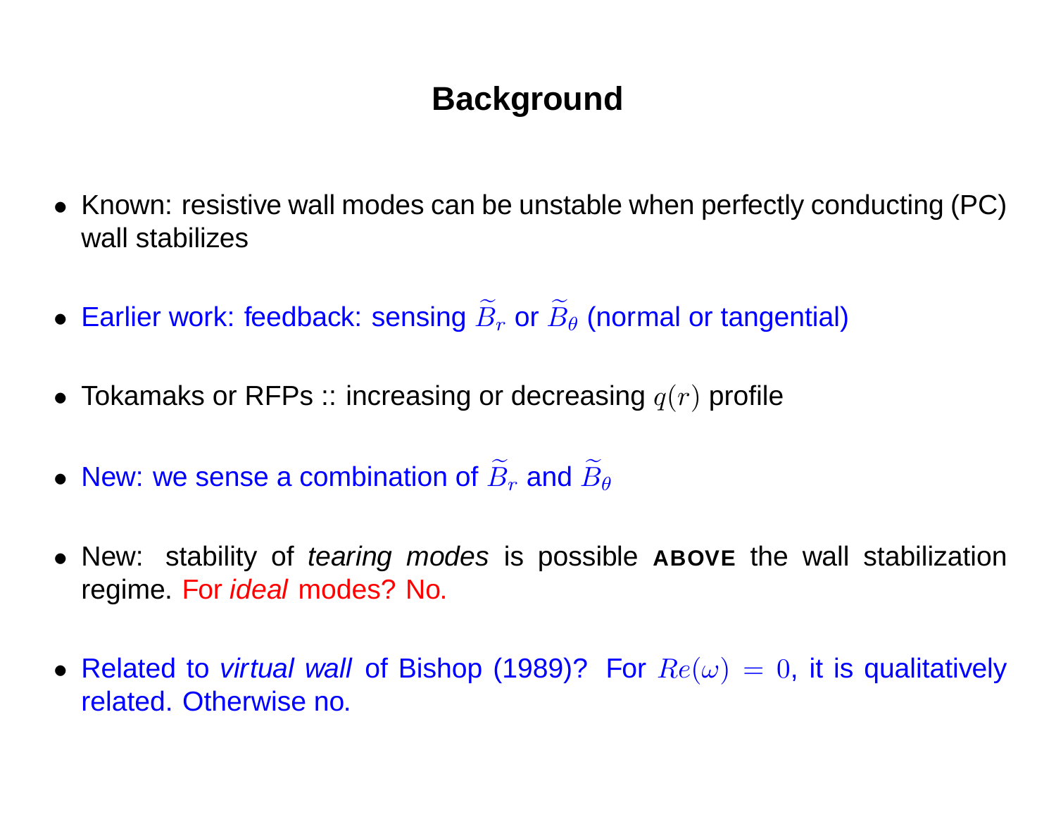# Background

- Known: resistive wall modes can be unstable when perfectly conducting (PC) wall stabilizes
- Earlier work: feedback: sensing $\widetilde{B}_r$ or $\widetilde{B}_\theta$ (normal or tangential)
- Tokamaks or RFPs :: increasing or decreasing $q(r)$ profile
- New: we sense a combination of $\widetilde{B}_r$ and $\widetilde{B}_\theta$
- New: stability of *tearing modes* is possible **ABOVE** the wall stabilization regime. For *ideal* modes? No.
- Related to *virtual wall* of Bishop (1989)? For $Re(\omega) = 0$, it is qualitatively related. Otherwise no.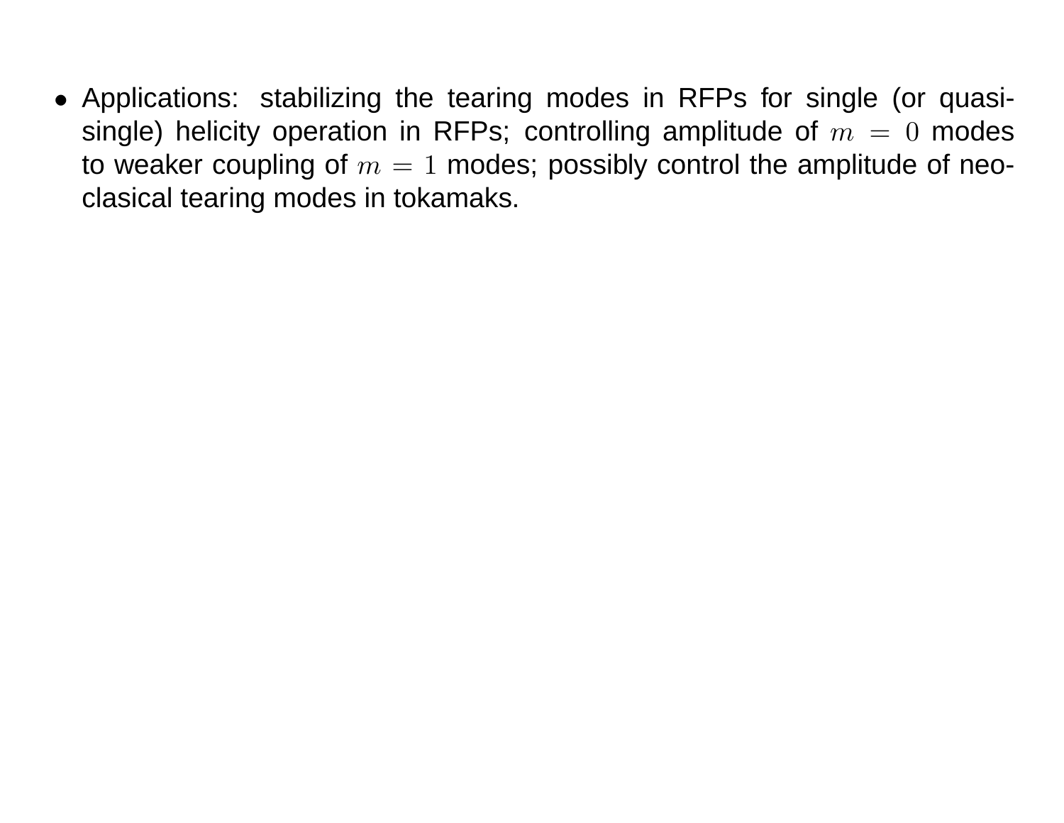- Applications: stabilizing the tearing modes in RFPs for single (or quasi-single) helicity operation in RFPs; controlling amplitude of $m = 0$ modes to weaker coupling of $m = 1$ modes; possibly control the amplitude of neo-clasical tearing modes in tokamaks.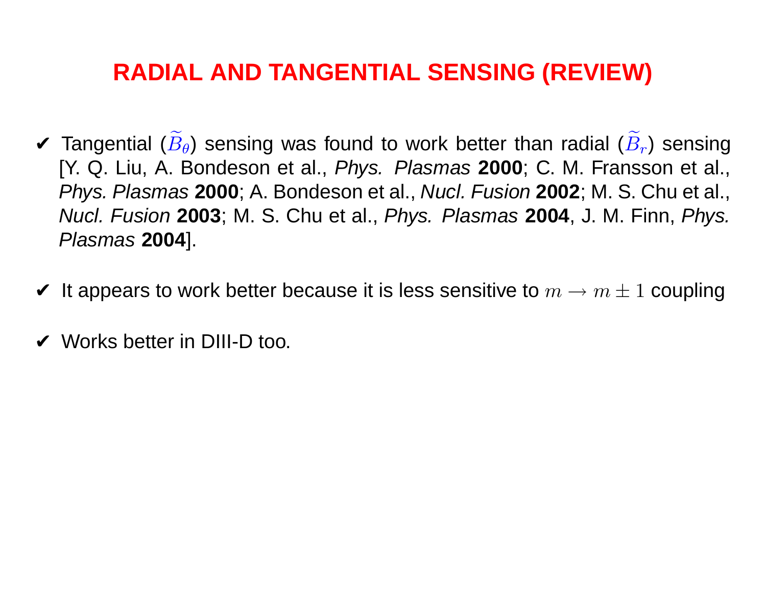# RADIAL AND TANGENTIAL SENSING (REVIEW)

- ✔ Tangential ($\widetilde{B}_\theta$) sensing was found to work better than radial ($\widetilde{B}_r$) sensing [Y. Q. Liu, A. Bondeson et al., *Phys. Plasmas* **2000**; C. M. Fransson et al., *Phys. Plasmas* **2000**; A. Bondeson et al., *Nucl. Fusion* **2002**; M. S. Chu et al., *Nucl. Fusion* **2003**; M. S. Chu et al., *Phys. Plasmas* **2004**, J. M. Finn, *Phys. Plasmas* **2004**].

- ✔ It appears to work better because it is less sensitive to $m \rightarrow m \pm 1$ coupling

- ✔ Works better in DIII-D too.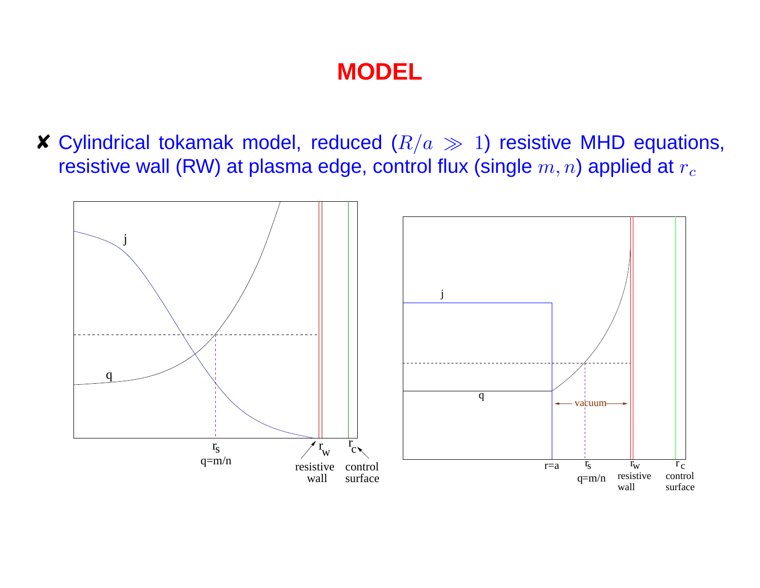# MODEL

- ✘ Cylindrical tokamak model, reduced ($R/a \gg 1$) resistive MHD equations, resistive wall (RW) at plasma edge, control flux (single $m, n$) applied at $r_c$

j

q

$r_s$
q=m/n

$r_w$
resistive wall

$r_c$
control surface

j

q

vacuum

r=a

$r_s$
q=m/n

$r_w$
resistive wall

$r_c$
control surface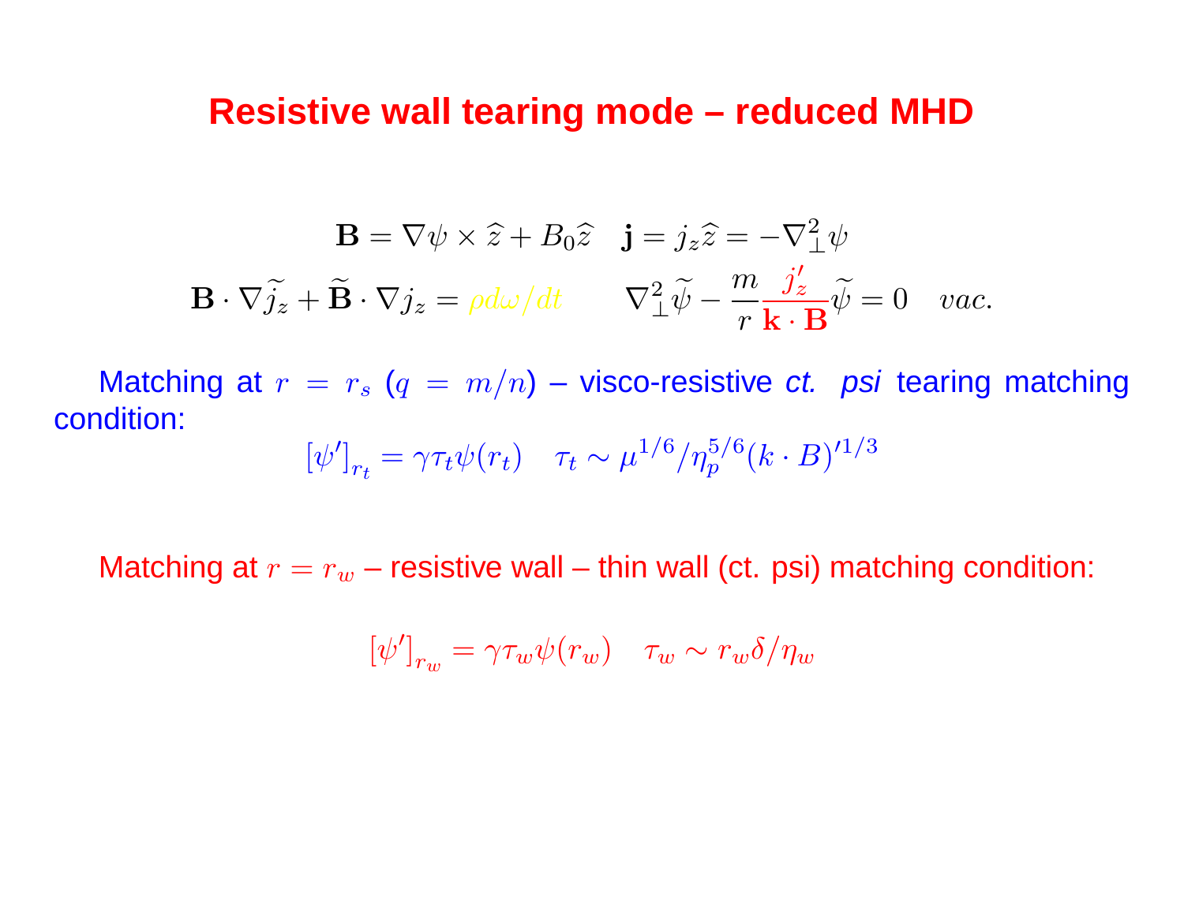# Resistive wall tearing mode – reduced MHD

$$\mathbf{B} = \nabla\psi \times \widehat{z} + B_0\widehat{z} \quad \mathbf{j} = j_z\widehat{z} = -\nabla_\perp^2\psi$$

$$\mathbf{B}\cdot\nabla\widetilde{j_z} + \widetilde{\mathbf{B}}\cdot\nabla j_z = \rho d\omega/dt \qquad \nabla_\perp^2\widetilde{\psi} - \frac{m}{r}\frac{j_z'}{\mathbf{k}\cdot\mathbf{B}}\widetilde{\psi} = 0 \quad vac.$$

Matching at $r = r_s$ ($q = m/n$) – visco-resistive *ct. psi* tearing matching condition:

$$[\psi']_{r_t} = \gamma\tau_t\psi(r_t) \quad \tau_t \sim \mu^{1/6}/\eta_p^{5/6}(k\cdot B)'^{1/3}$$

Matching at $r = r_w$ – resistive wall – thin wall (ct. psi) matching condition:

$$[\psi']_{r_w} = \gamma\tau_w\psi(r_w) \quad \tau_w \sim r_w\delta/\eta_w$$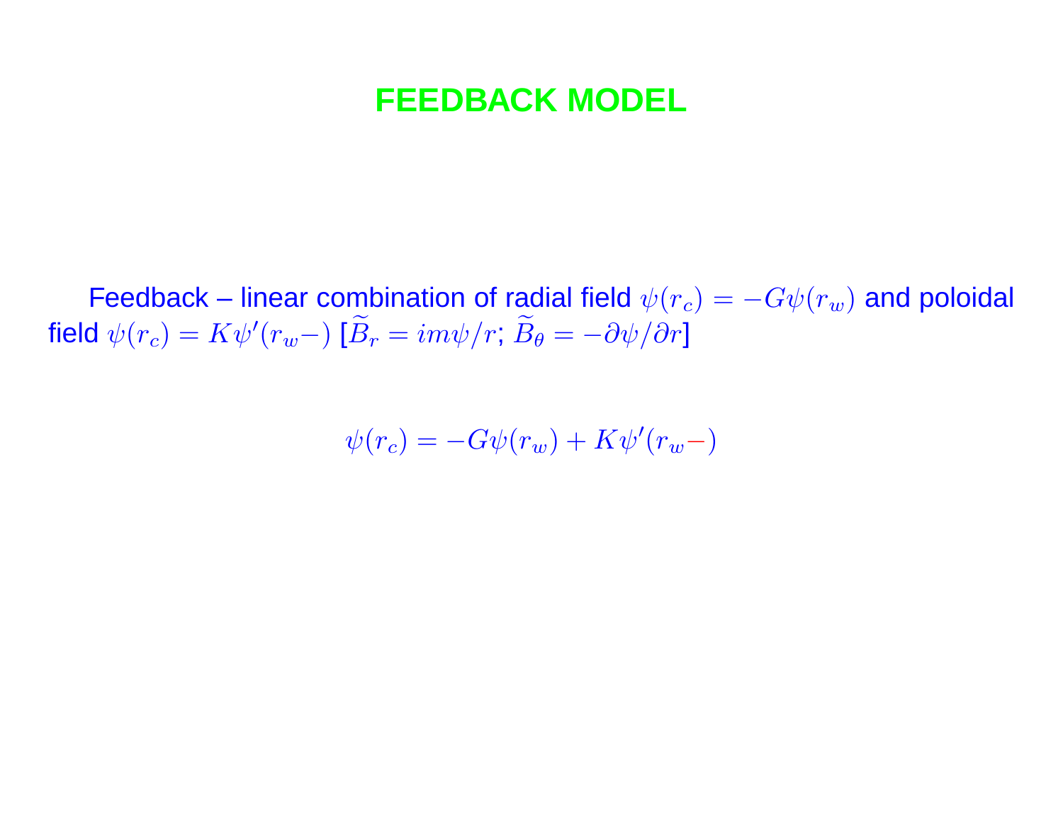# FEEDBACK MODEL

Feedback – linear combination of radial field $\psi(r_c) = -G\psi(r_w)$ and poloidal field $\psi(r_c) = K\psi'(r_w-)$ [$\widetilde{B}_r = im\psi/r$; $\widetilde{B}_\theta = -\partial\psi/\partial r$]

$$\psi(r_c) = -G\psi(r_w) + K\psi'(r_w-)$$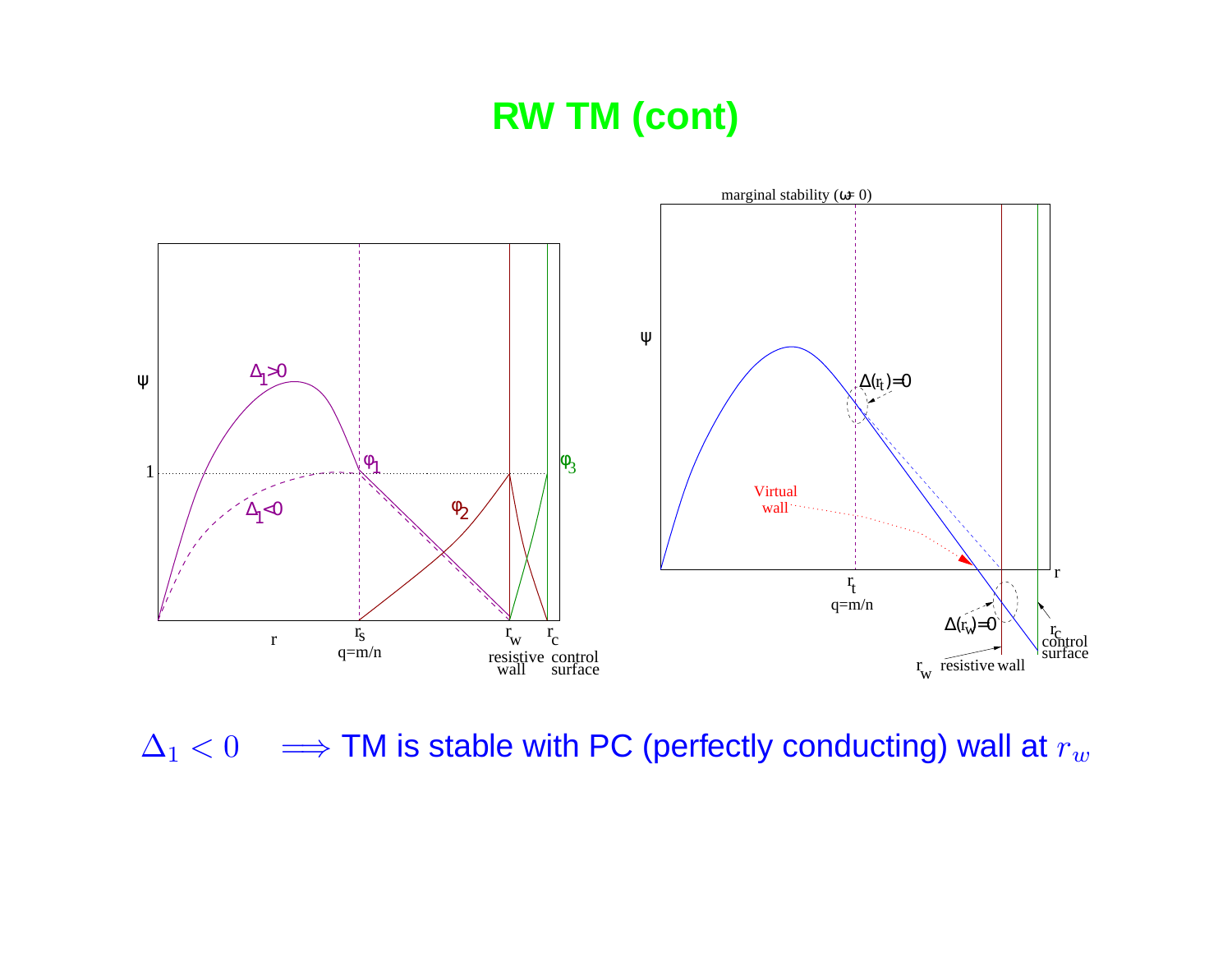# RW TM (cont)

$\Delta_1 < 0 \quad \Longrightarrow$ TM is stable with PC (perfectly conducting) wall at $r_w$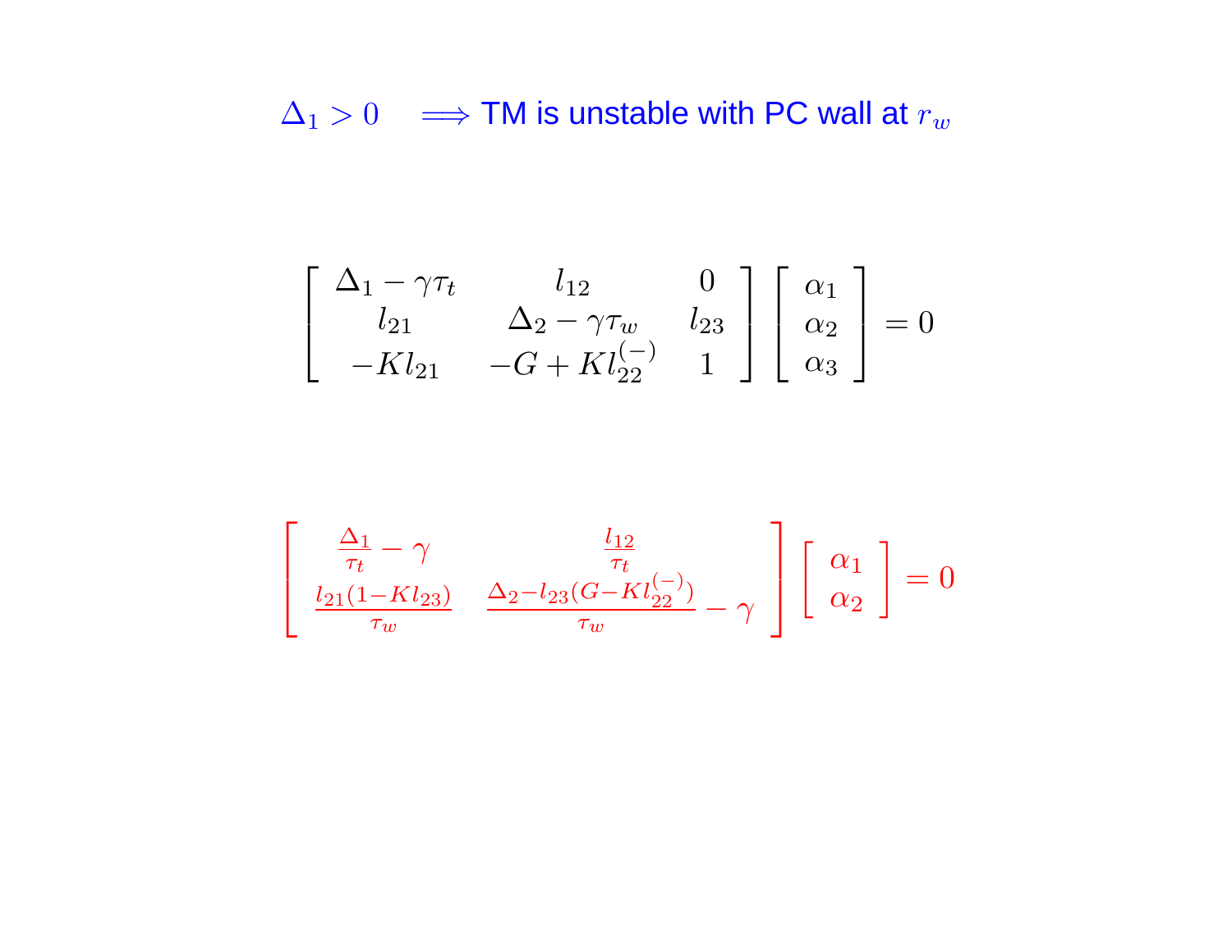$\Delta_1 > 0 \quad \Longrightarrow$ TM is unstable with PC wall at $r_w$

$$
\left[ \begin{array}{ccc} \Delta_1 - \gamma\tau_t & l_{12} & 0 \\ l_{21} & \Delta_2 - \gamma\tau_w & l_{23} \\ -Kl_{21} & -G + Kl_{22}^{(-)} & 1 \end{array} \right] \left[ \begin{array}{c} \alpha_1 \\ \alpha_2 \\ \alpha_3 \end{array} \right] = 0
$$

$$
\left[ \begin{array}{cc} \frac{\Delta_1}{\tau_t} - \gamma & \frac{l_{12}}{\tau_t} \\ \frac{l_{21}(1-Kl_{23})}{\tau_w} & \frac{\Delta_2 - l_{23}(G-Kl_{22}^{(-)})}{\tau_w} - \gamma \end{array} \right] \left[ \begin{array}{c} \alpha_1 \\ \alpha_2 \end{array} \right] = 0
$$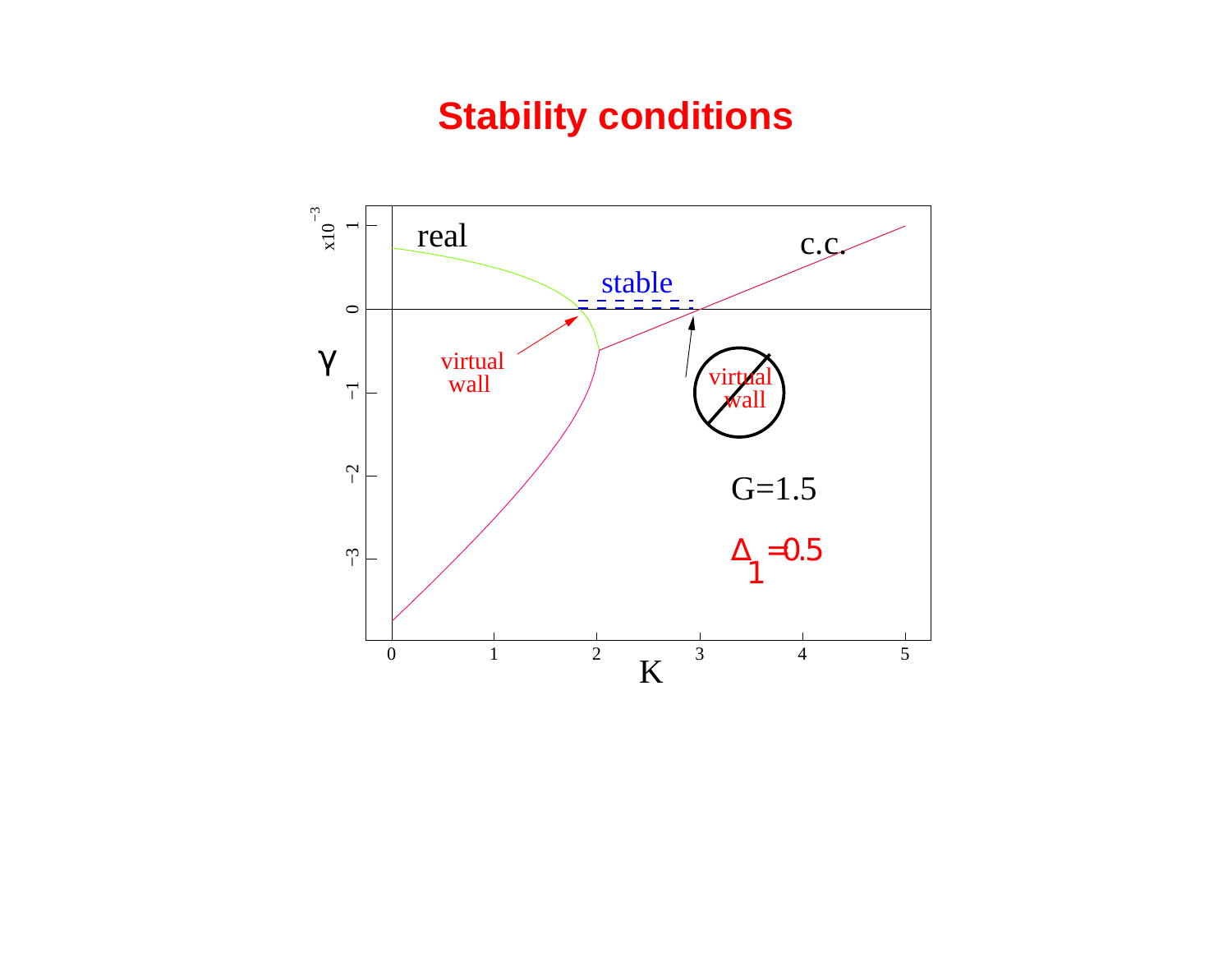# Stability conditions

real

c.c.

stable

virtual wall

virtual wall

$G=1.5$

$\Delta_1 = 0.5$

$\gamma$ ($\times 10^{-3}$)

K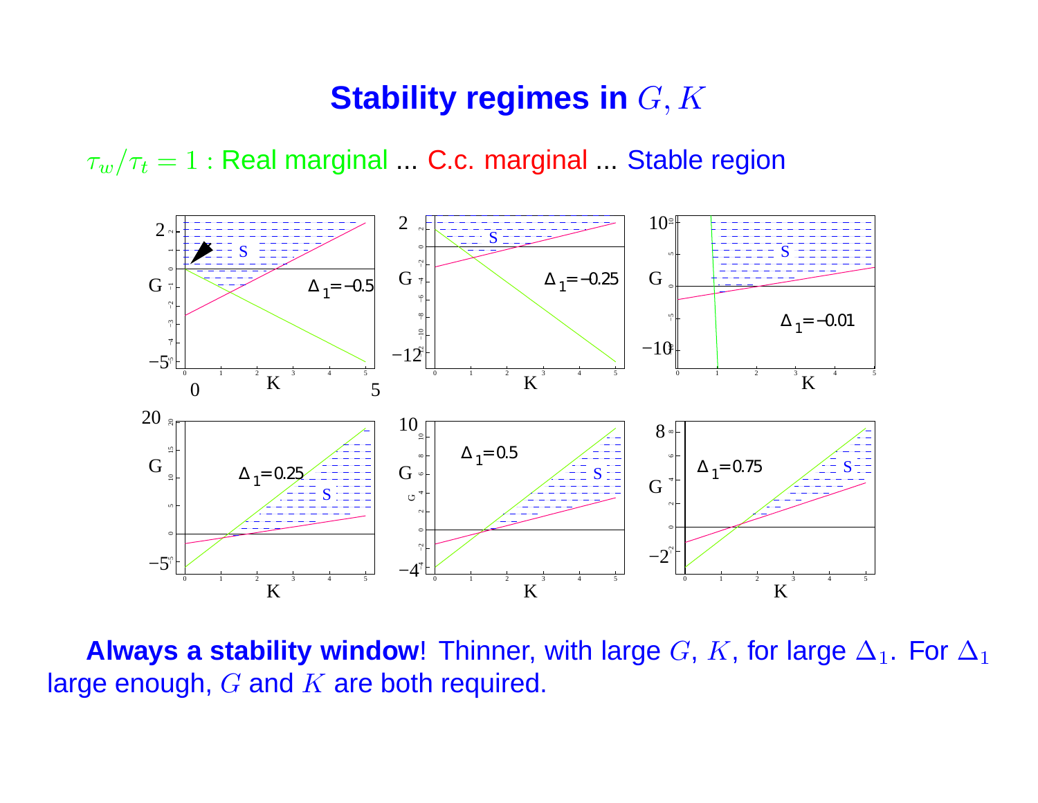# Stability regimes in $G, K$

$\tau_w/\tau_t = 1$ : Real marginal ... C.c. marginal ... Stable region

**Always a stability window**! Thinner, with large $G$, $K$, for large $\Delta_1$. For $\Delta_1$ large enough, $G$ and $K$ are both required.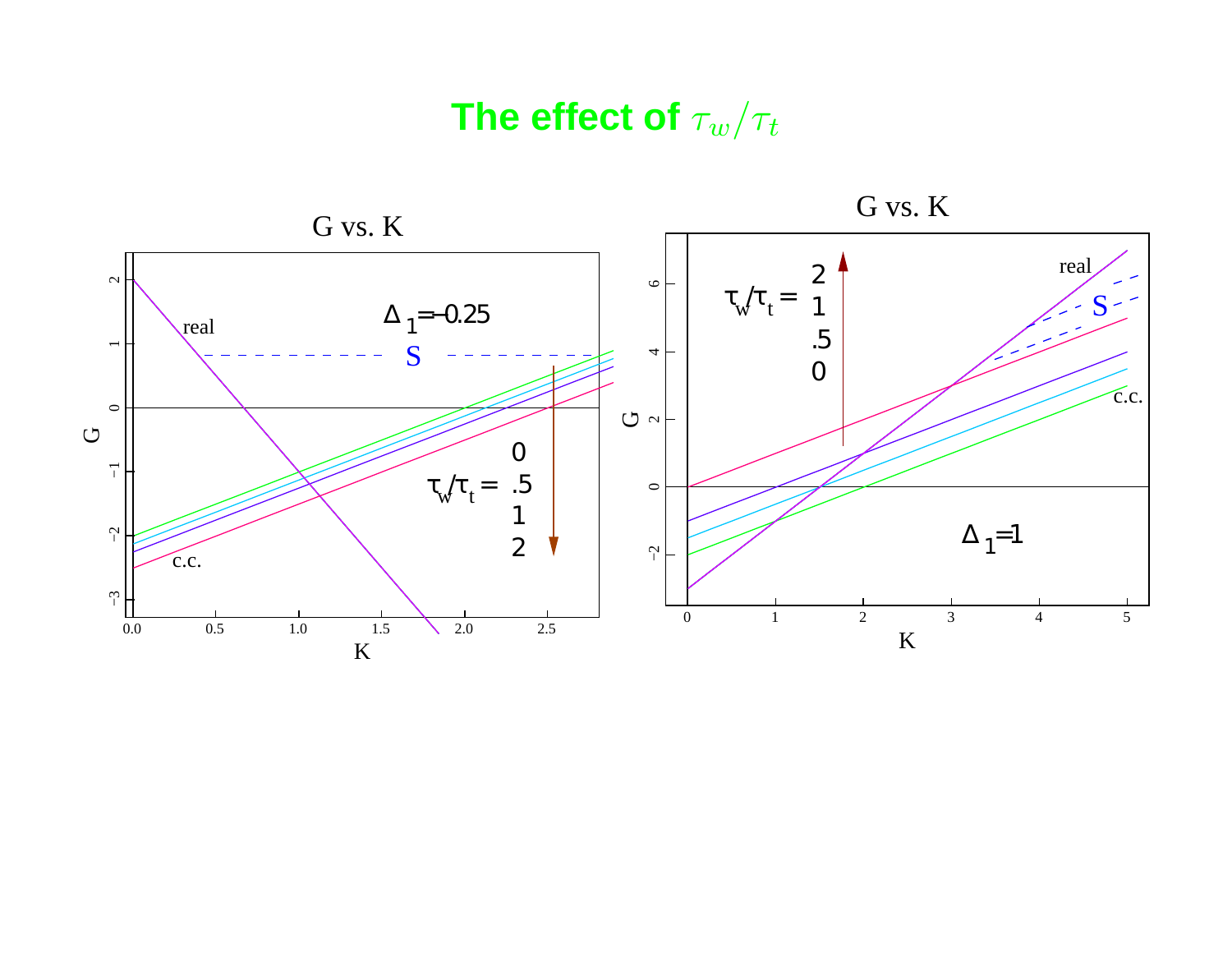# The effect of $\tau_w/\tau_t$

G vs. K

$\Delta_1 = -0.25$

S

real

c.c.

$\tau_w/\tau_t =$ 0, .5, 1, 2

G vs. K

$\tau_w/\tau_t =$ 2, 1, .5, 0

real

S

c.c.

$\Delta_1 = 1$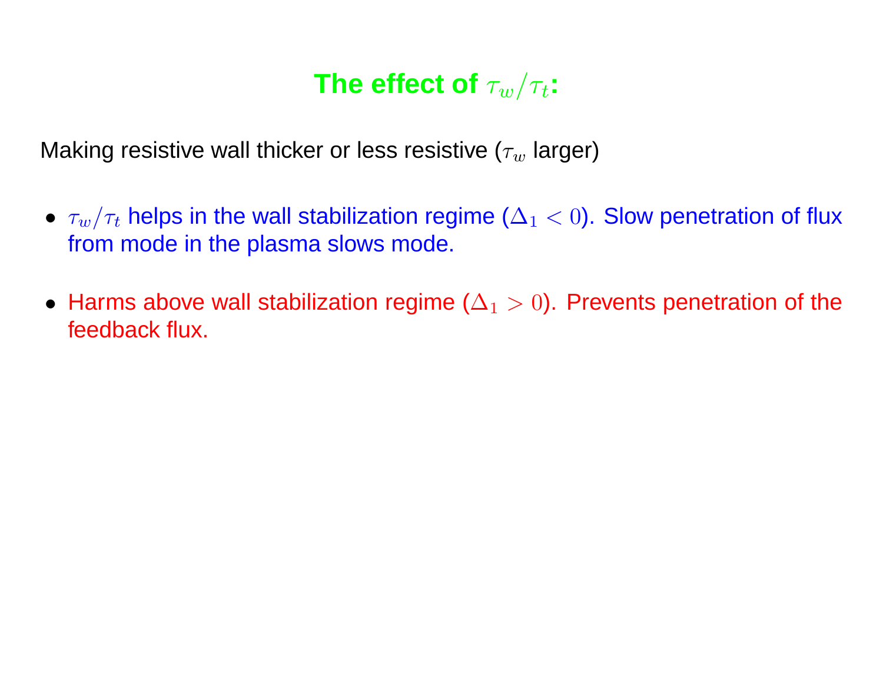# The effect of $\tau_w/\tau_t$:

Making resistive wall thicker or less resistive ($\tau_w$ larger)

- $\tau_w/\tau_t$ helps in the wall stabilization regime ($\Delta_1 < 0$). Slow penetration of flux from mode in the plasma slows mode.

- Harms above wall stabilization regime ($\Delta_1 > 0$). Prevents penetration of the feedback flux.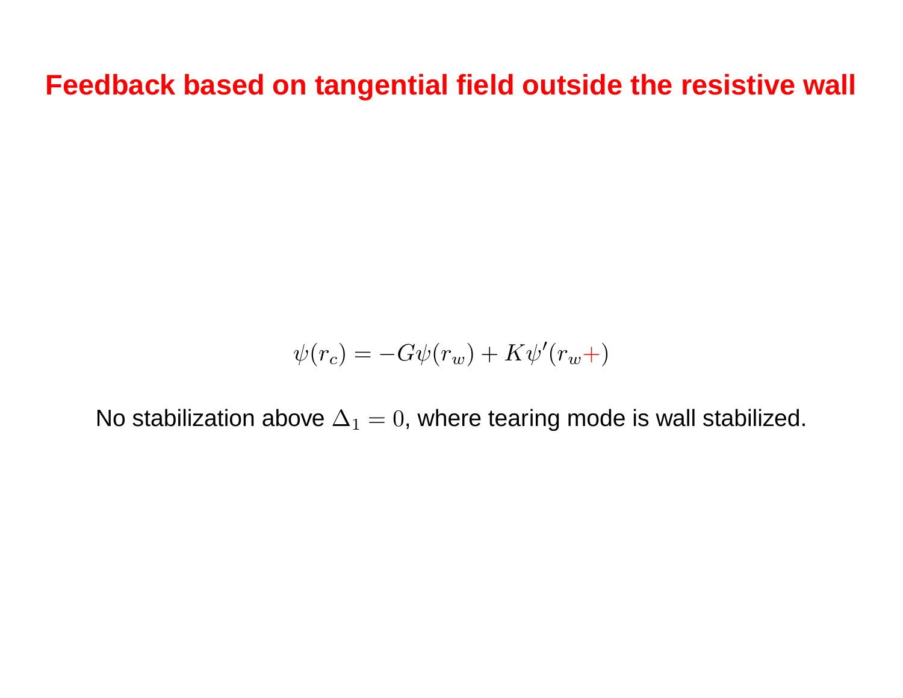# Feedback based on tangential field outside the resistive wall

$$\psi(r_c) = -G\psi(r_w) + K\psi'(r_w+)$$

No stabilization above $\Delta_1 = 0$, where tearing mode is wall stabilized.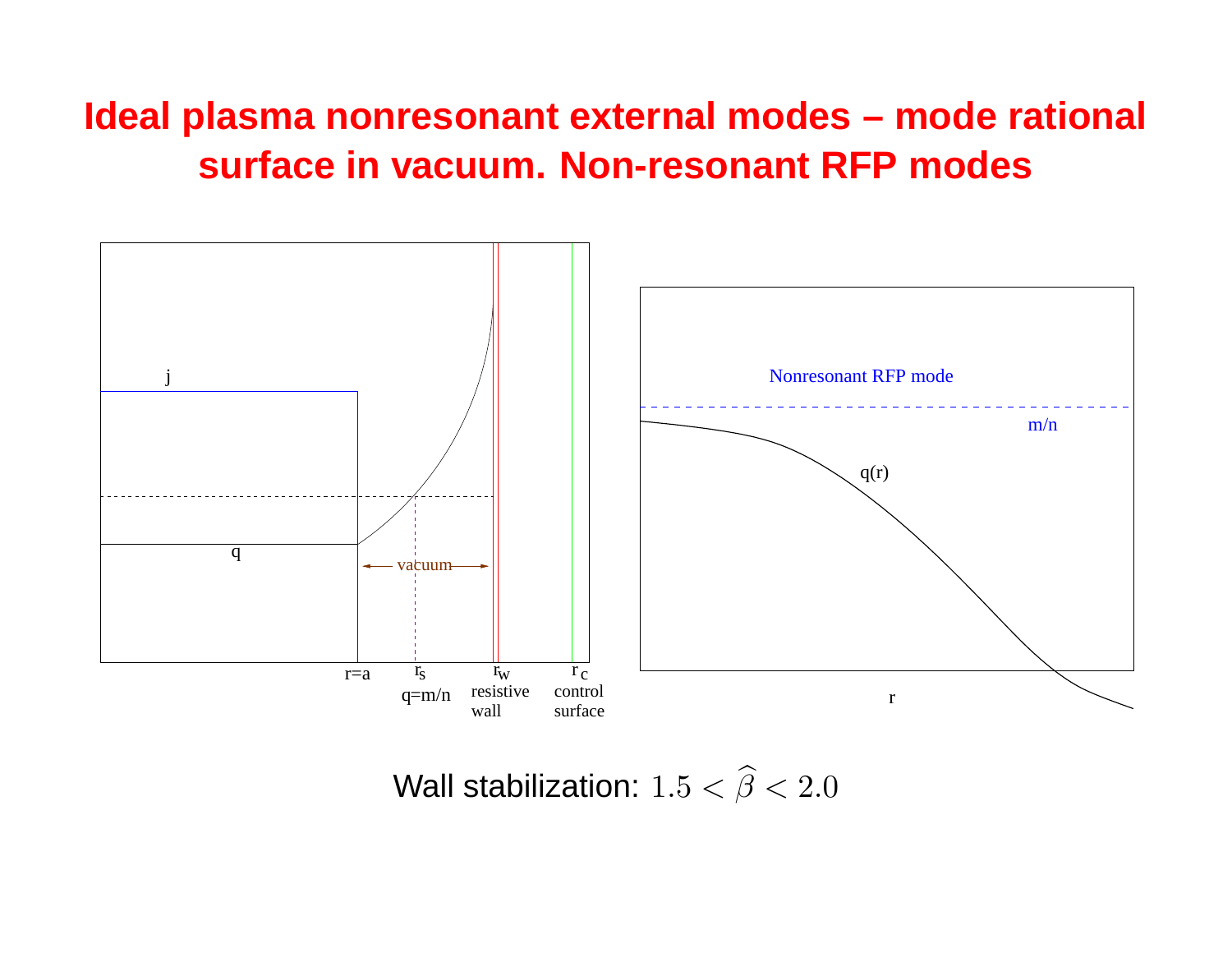# Ideal plasma nonresonant external modes – mode rational surface in vacuum. Non-resonant RFP modes

j

q

vacuum

r=a

$r_s$
q=m/n

$r_w$
resistive wall

$r_c$
control surface

Nonresonant RFP mode

m/n

q(r)

r

Wall stabilization: $1.5 < \widehat{\beta} < 2.0$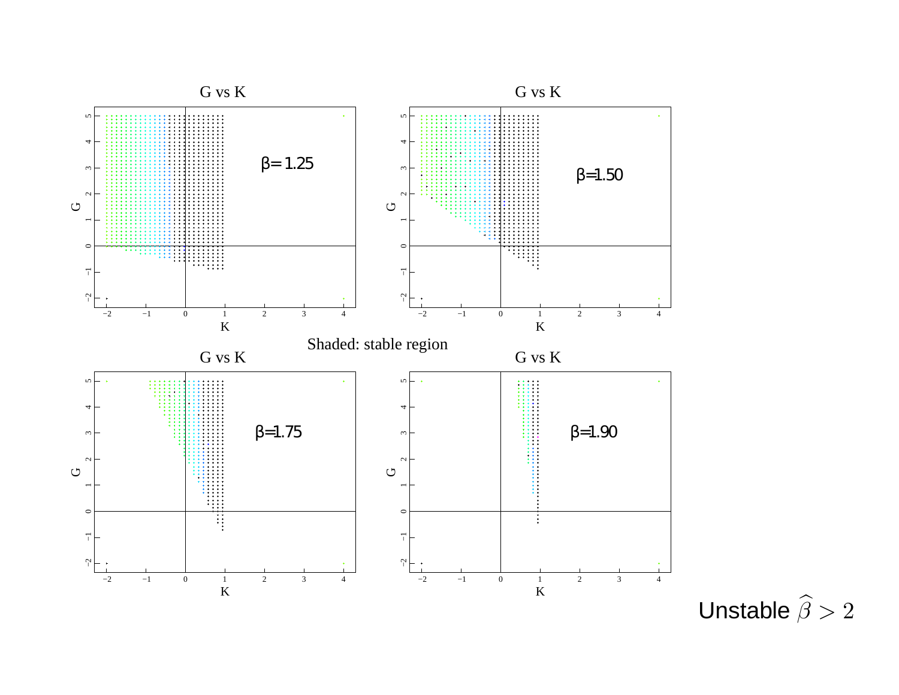G vs K

$\beta = 1.25$

G vs K

$\beta = 1.50$

Shaded: stable region

G vs K

$\beta = 1.75$

G vs K

$\beta = 1.90$

Unstable $\widehat{\beta} > 2$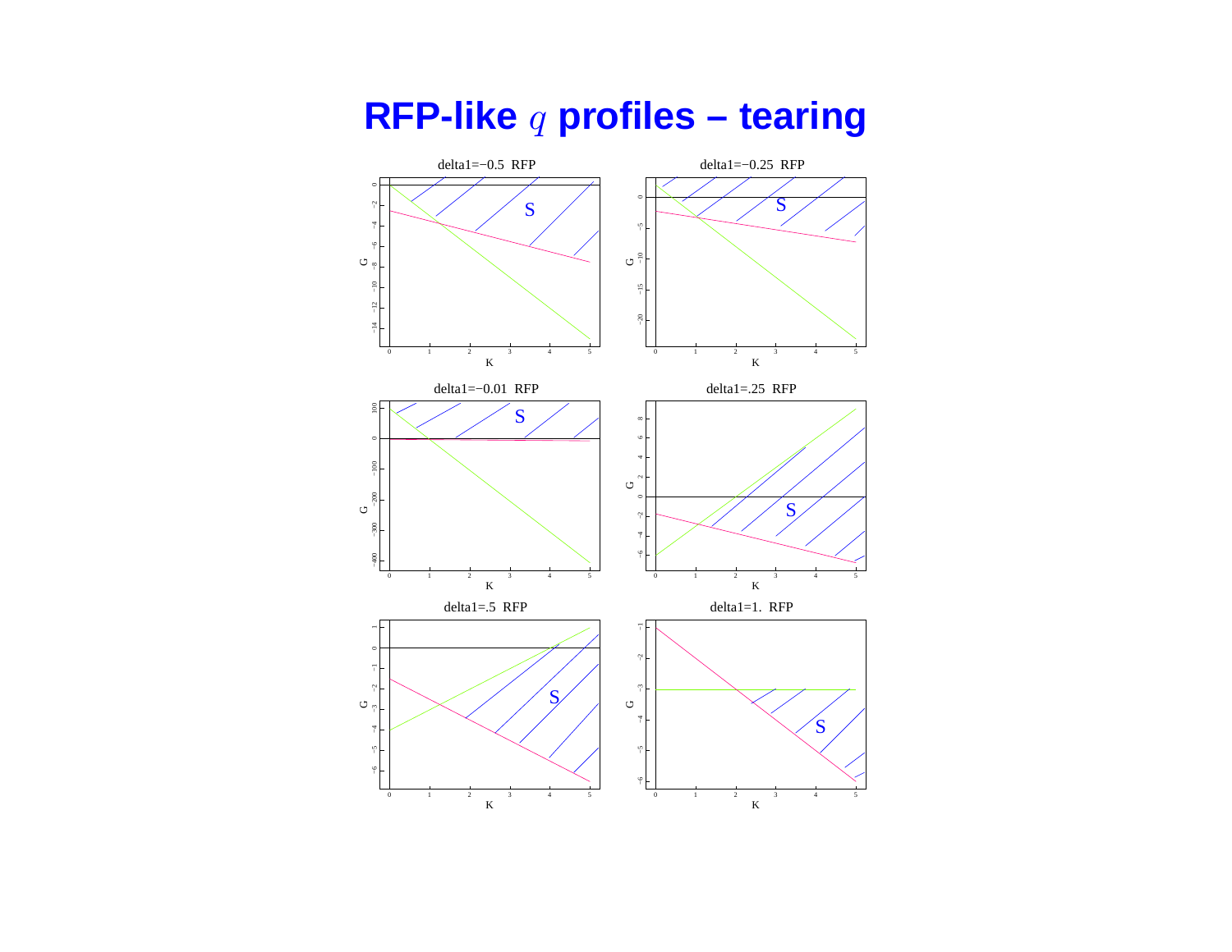# RFP-like $q$ profiles – tearing

delta1=−0.5 RFP

delta1=−0.25 RFP

delta1=−0.01 RFP

delta1=.25 RFP

delta1=.5 RFP

delta1=1. RFP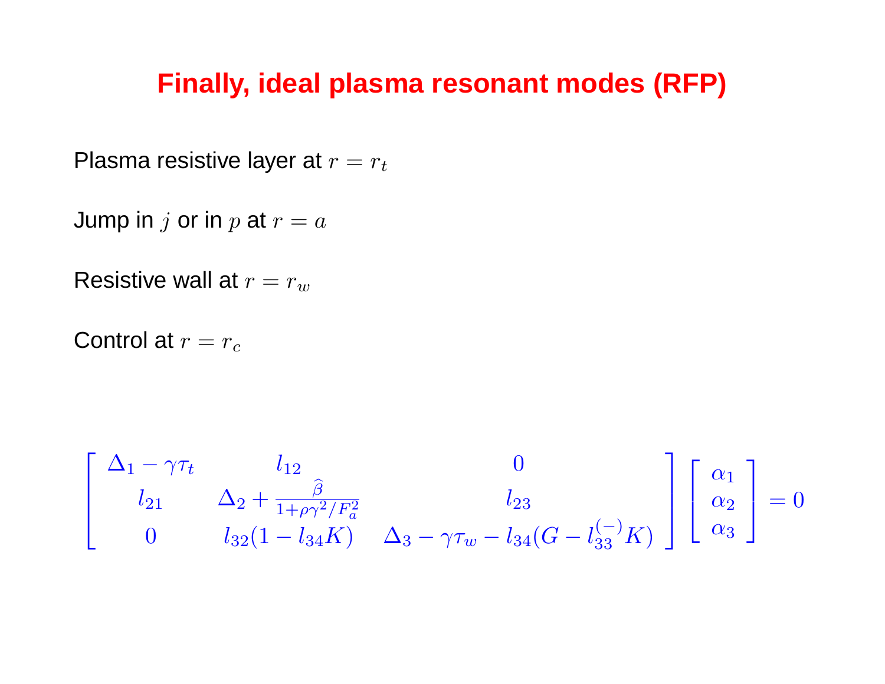# Finally, ideal plasma resonant modes (RFP)

Plasma resistive layer at $r = r_t$

Jump in $j$ or in $p$ at $r = a$

Resistive wall at $r = r_w$

Control at $r = r_c$

$$
\begin{bmatrix}
\Delta_1 - \gamma\tau_t & l_{12} & 0 \\
l_{21} & \Delta_2 + \frac{\widehat{\beta}}{1+\rho\gamma^2/F_a^2} & l_{23} \\
0 & l_{32}(1 - l_{34}K) & \Delta_3 - \gamma\tau_w - l_{34}(G - l_{33}^{(-)}K)
\end{bmatrix}
\begin{bmatrix}
\alpha_1 \\
\alpha_2 \\
\alpha_3
\end{bmatrix}
= 0
$$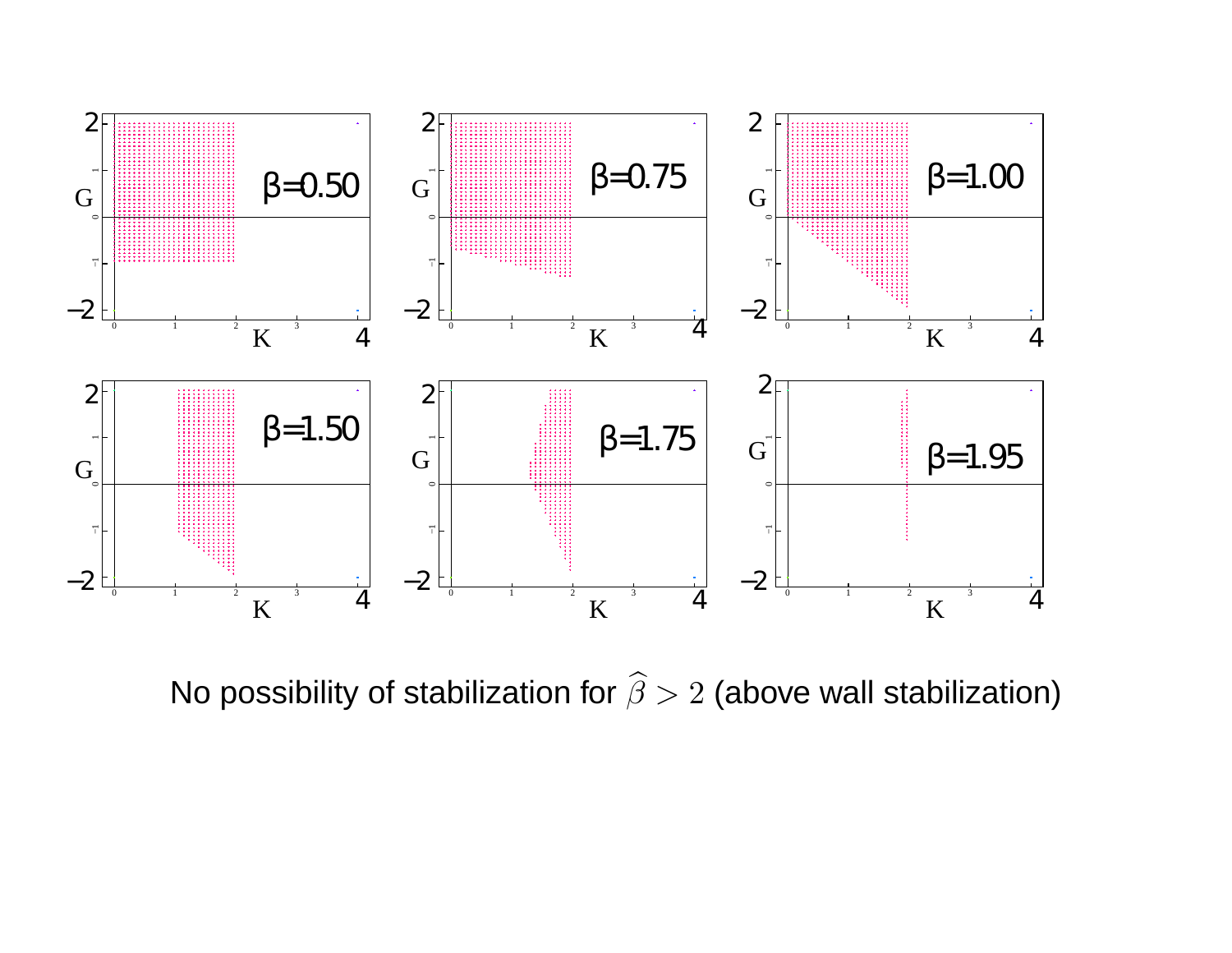No possibility of stabilization for $\widehat{\beta} > 2$ (above wall stabilization)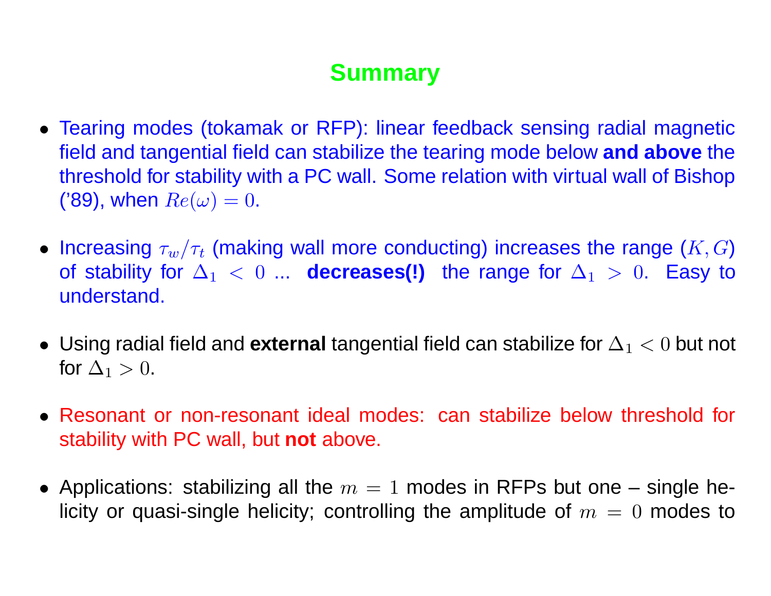# Summary

- Tearing modes (tokamak or RFP): linear feedback sensing radial magnetic field and tangential field can stabilize the tearing mode below **and above** the threshold for stability with a PC wall. Some relation with virtual wall of Bishop ('89), when $Re(\omega) = 0$.

- Increasing $\tau_w/\tau_t$ (making wall more conducting) increases the range $(K, G)$ of stability for $\Delta_1 < 0$ ... **decreases(!)** the range for $\Delta_1 > 0$. Easy to understand.

- Using radial field and **external** tangential field can stabilize for $\Delta_1 < 0$ but not for $\Delta_1 > 0$.

- Resonant or non-resonant ideal modes: can stabilize below threshold for stability with PC wall, but **not** above.

- Applications: stabilizing all the $m = 1$ modes in RFPs but one – single helicity or quasi-single helicity; controlling the amplitude of $m = 0$ modes to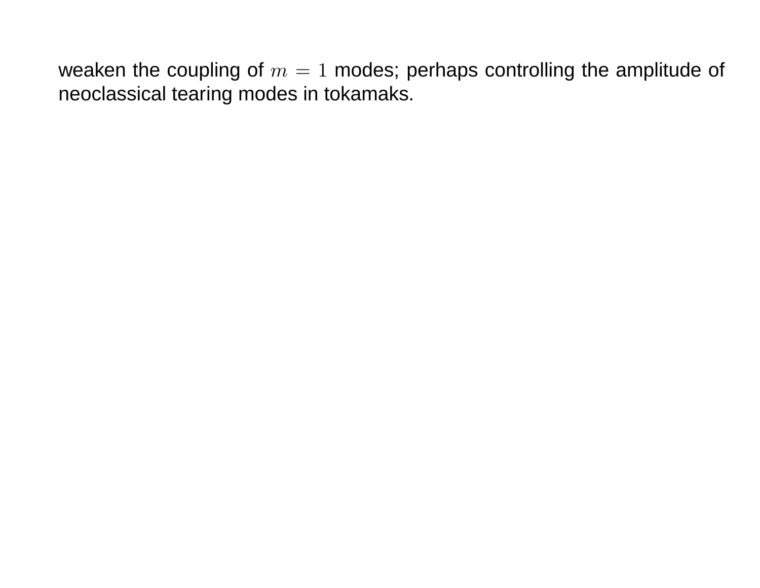weaken the coupling of $m = 1$ modes; perhaps controlling the amplitude of neoclassical tearing modes in tokamaks.